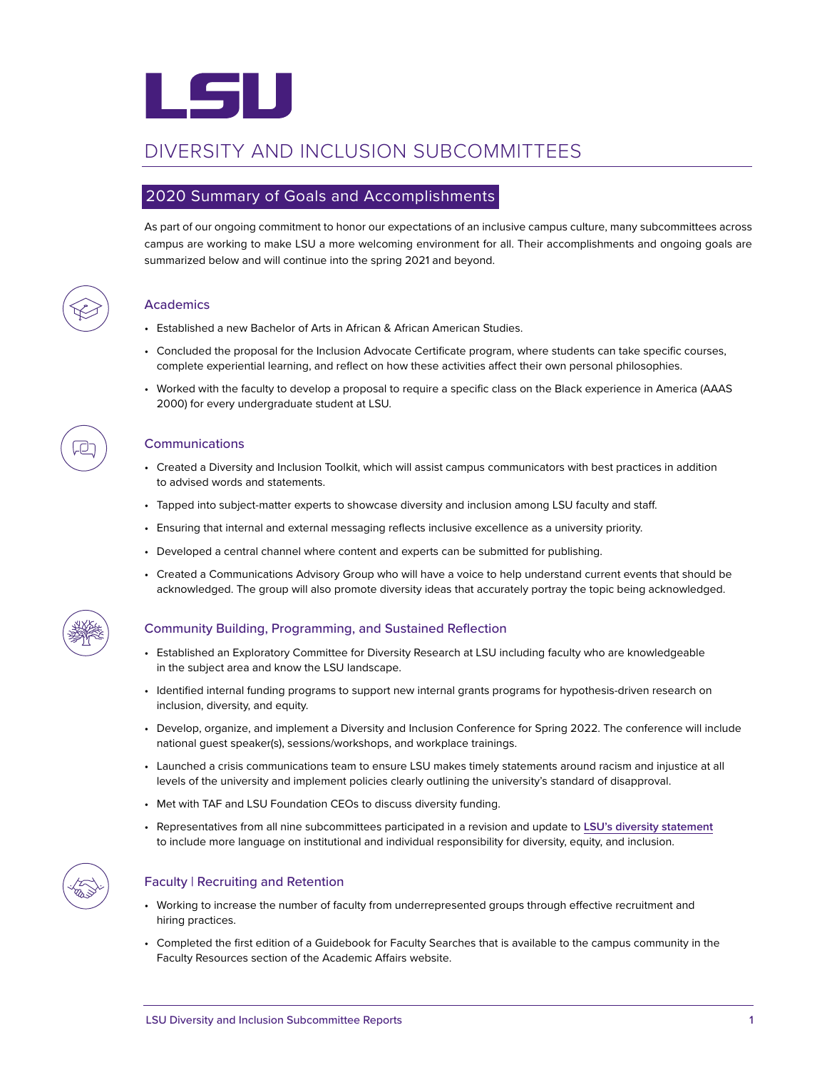# LSU

# DIVERSITY AND INCLUSION SUBCOMMITTEES

## 2020 Summary of Goals and Accomplishments

As part of our ongoing commitment to honor our expectations of an inclusive campus culture, many subcommittees across campus are working to make LSU a more welcoming environment for all. Their accomplishments and ongoing goals are summarized below and will continue into the spring 2021 and beyond.

### Academics

- Established a new Bachelor of Arts in African & African American Studies.
- Concluded the proposal for the Inclusion Advocate Certificate program, where students can take specific courses, complete experiential learning, and reflect on how these activities affect their own personal philosophies.
- Worked with the faculty to develop a proposal to require a specific class on the Black experience in America (AAAS 2000) for every undergraduate student at LSU.

### Communications

- Created a Diversity and Inclusion Toolkit, which will assist campus communicators with best practices in addition to advised words and statements.
- Tapped into subject-matter experts to showcase diversity and inclusion among LSU faculty and staff.
- Ensuring that internal and external messaging reflects inclusive excellence as a university priority.
- Developed a central channel where content and experts can be submitted for publishing.
- Created a Communications Advisory Group who will have a voice to help understand current events that should be acknowledged. The group will also promote diversity ideas that accurately portray the topic being acknowledged.

### Community Building, Programming, and Sustained Reflection

- Established an Exploratory Committee for Diversity Research at LSU including faculty who are knowledgeable in the subject area and know the LSU landscape.
- Identified internal funding programs to support new internal grants programs for hypothesis-driven research on inclusion, diversity, and equity.
- Develop, organize, and implement a Diversity and Inclusion Conference for Spring 2022. The conference will include national guest speaker(s), sessions/workshops, and workplace trainings.
- Launched a crisis communications team to ensure LSU makes timely statements around racism and injustice at all levels of the university and implement policies clearly outlining the university's standard of disapproval.
- Met with TAF and LSU Foundation CEOs to discuss diversity funding.
- Representatives from all nine subcommittees participated in a revision and update to **LSU's diversity statement** to include more language on institutional and individual responsibility for diversity, equity, and inclusion.

### Faculty | Recruiting and Retention

- Working to increase the number of faculty from underrepresented groups through effective recruitment and hiring practices.
- Completed the first edition of a Guidebook for Faculty Searches that is available to the campus community in the Faculty Resources section of the Academic Affairs website.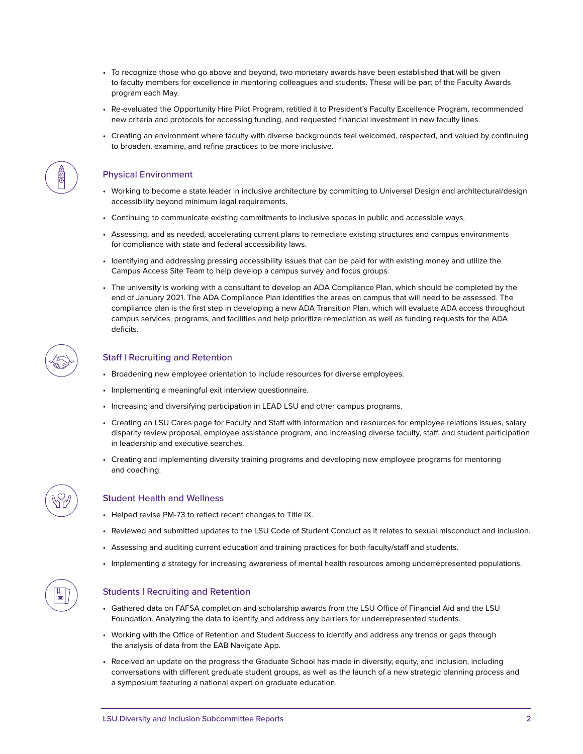- To recognize those who go above and beyond, two monetary awards have been established that will be given to faculty members for excellence in mentoring colleagues and students. These will be part of the Faculty Awards program each May.
- Re-evaluated the Opportunity Hire Pilot Program, retitled it to President's Faculty Excellence Program, recommended new criteria and protocols for accessing funding, and requested financial investment in new faculty lines.
- Creating an environment where faculty with diverse backgrounds feel welcomed, respected, and valued by continuing to broaden, examine, and refine practices to be more inclusive.

## Physical Environment

- Working to become a state leader in inclusive architecture by committing to Universal Design and architectural/design accessibility beyond minimum legal requirements.
- Continuing to communicate existing commitments to inclusive spaces in public and accessible ways.
- Assessing, and as needed, accelerating current plans to remediate existing structures and campus environments for compliance with state and federal accessibility laws.
- Identifying and addressing pressing accessibility issues that can be paid for with existing money and utilize the Campus Access Site Team to help develop a campus survey and focus groups.
- The university is working with a consultant to develop an ADA Compliance Plan, which should be completed by the end of January 2021. The ADA Compliance Plan identifies the areas on campus that will need to be assessed. The compliance plan is the first step in developing a new ADA Transition Plan, which will evaluate ADA access throughout campus services, programs, and facilities and help prioritize remediation as well as funding requests for the ADA deficits.

## Staff | Recruiting and Retention

- Broadening new employee orientation to include resources for diverse employees.
- Implementing a meaningful exit interview questionnaire.
- Increasing and diversifying participation in LEAD LSU and other campus programs.
- Creating an LSU Cares page for Faculty and Staff with information and resources for employee relations issues, salary disparity review proposal, employee assistance program, and increasing diverse faculty, staff, and student participation in leadership and executive searches.
- Creating and implementing diversity training programs and developing new employee programs for mentoring and coaching.

## Student Health and Wellness

- Helped revise PM-73 to reflect recent changes to Title IX.
- Reviewed and submitted updates to the LSU Code of Student Conduct as it relates to sexual misconduct and inclusion.
- Assessing and auditing current education and training practices for both faculty/staff and students.
- Implementing a strategy for increasing awareness of mental health resources among underrepresented populations.

## Students | Recruiting and Retention

- Gathered data on FAFSA completion and scholarship awards from the LSU Office of Financial Aid and the LSU Foundation. Analyzing the data to identify and address any barriers for underrepresented students.
- Working with the Office of Retention and Student Success to identify and address any trends or gaps through the analysis of data from the EAB Navigate App.
- Received an update on the progress the Graduate School has made in diversity, equity, and inclusion, including conversations with different graduate student groups, as well as the launch of a new strategic planning process and a symposium featuring a national expert on graduate education.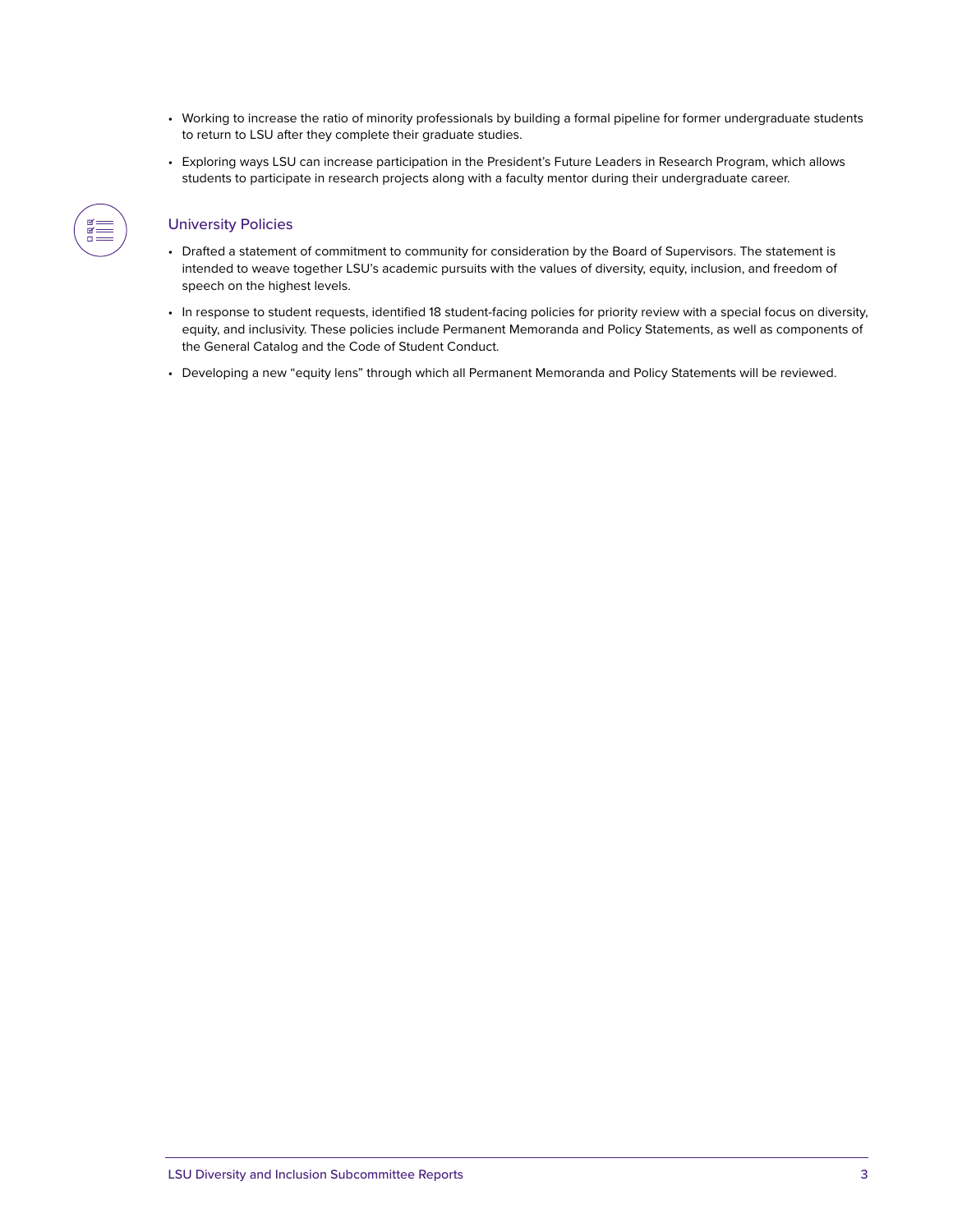- Working to increase the ratio of minority professionals by building a formal pipeline for former undergraduate students to return to LSU after they complete their graduate studies.
- Exploring ways LSU can increase participation in the President's Future Leaders in Research Program, which allows students to participate in research projects along with a faculty mentor during their undergraduate career.

## University Policies

- Drafted a statement of commitment to community for consideration by the Board of Supervisors. The statement is intended to weave together LSU's academic pursuits with the values of diversity, equity, inclusion, and freedom of speech on the highest levels.
- In response to student requests, identified 18 student-facing policies for priority review with a special focus on diversity, equity, and inclusivity. These policies include Permanent Memoranda and Policy Statements, as well as components of the General Catalog and the Code of Student Conduct.
- Developing a new "equity lens" through which all Permanent Memoranda and Policy Statements will be reviewed.